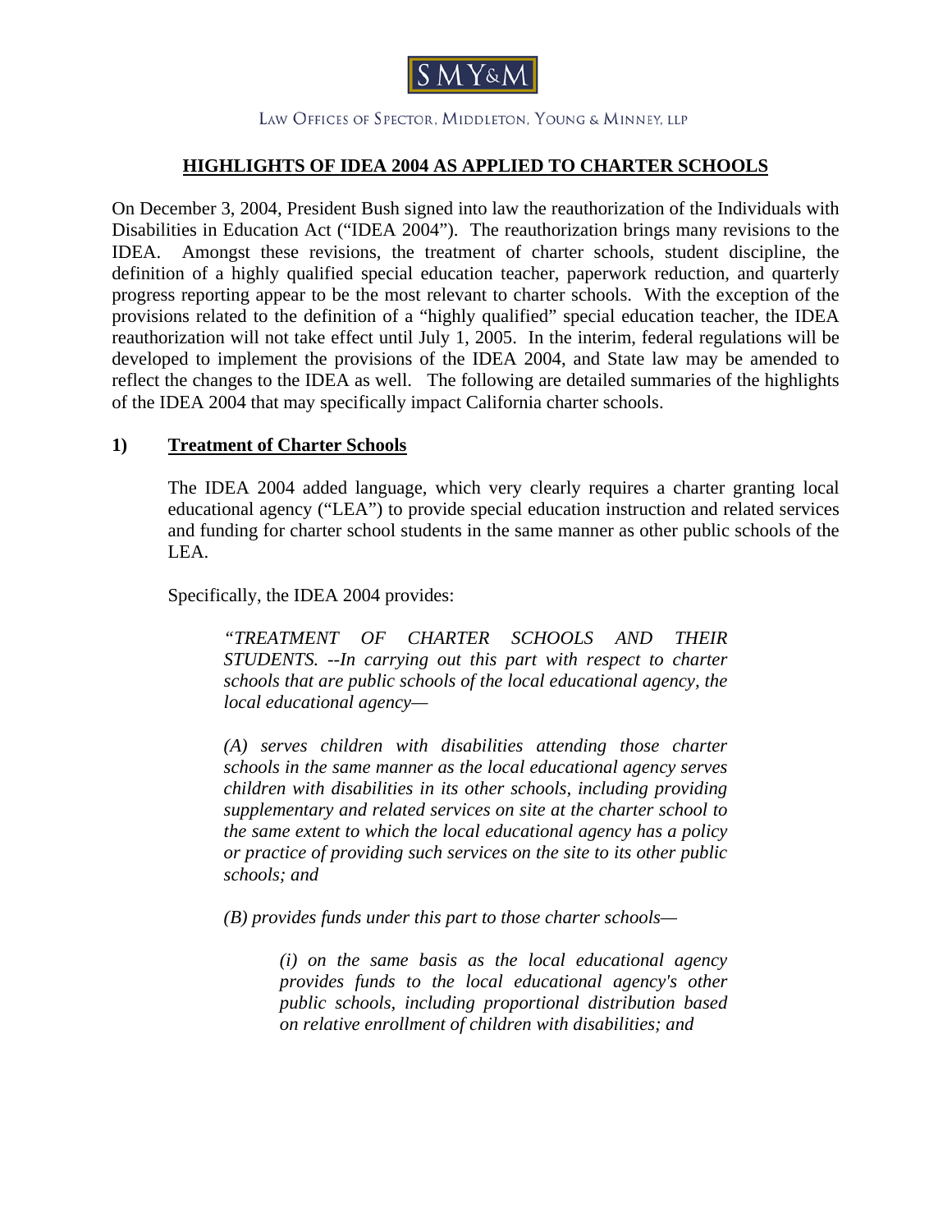SMY&M

LAW OFFICES OF SPECTOR, MIDDLETON, YOUNG & MINNEY, LLP

# HIGHLIGHTS OF IDEA 2004 AS APPLIED TO CHARTER SCHOOLS

On December 3, 2004, President Bush signed into law the reauthorization of the Individuals with Disabilities in Education Act ("IDEA 2004"). The reauthorization brings many revisions to the IDEA. Amongst these revisions, the treatment of charter schools, student discipline, the definition of a highly qualified special education teacher, paperwork reduction, and quarterly progress reporting appear to be the most relevant to charter schools. With the exception of the provisions related to the definition of a "highly qualified" special education teacher, the IDEA reauthorization will not take effect until July 1, 2005. In the interim, federal regulations will be developed to implement the provisions of the IDEA 2004, and State law may be amended to reflect the changes to the IDEA as well. The following are detailed summaries of the highlights of the IDEA 2004 that may specifically impact California charter schools.

## 1) Treatment of Charter Schools

The IDEA 2004 added language, which very clearly requires a charter granting local educational agency ("LEA") to provide special education instruction and related services and funding for charter school students in the same manner as other public schools of the LEA.

Specifically, the IDEA 2004 provides:

> *"TREATMENT OF CHARTER SCHOOLS AND THEIR STUDENTS. --In carrying out this part with respect to charter schools that are public schools of the local educational agency, the local educational agency—*
>
> *(A) serves children with disabilities attending those charter schools in the same manner as the local educational agency serves children with disabilities in its other schools, including providing supplementary and related services on site at the charter school to the same extent to which the local educational agency has a policy or practice of providing such services on the site to its other public schools; and*
>
> *(B) provides funds under this part to those charter schools—*
>
> > *(i) on the same basis as the local educational agency provides funds to the local educational agency's other public schools, including proportional distribution based on relative enrollment of children with disabilities; and*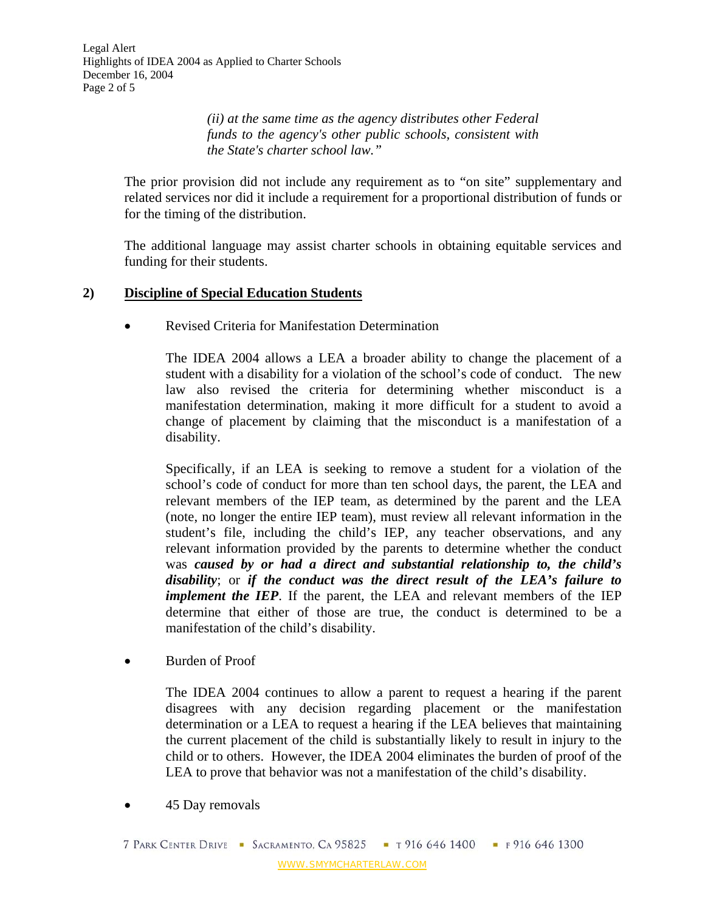> *(ii) at the same time as the agency distributes other Federal funds to the agency's other public schools, consistent with the State's charter school law."*

The prior provision did not include any requirement as to "on site" supplementary and related services nor did it include a requirement for a proportional distribution of funds or for the timing of the distribution.

The additional language may assist charter schools in obtaining equitable services and funding for their students.

## 2) Discipline of Special Education Students

- Revised Criteria for Manifestation Determination

  The IDEA 2004 allows a LEA a broader ability to change the placement of a student with a disability for a violation of the school's code of conduct. The new law also revised the criteria for determining whether misconduct is a manifestation determination, making it more difficult for a student to avoid a change of placement by claiming that the misconduct is a manifestation of a disability.

  Specifically, if an LEA is seeking to remove a student for a violation of the school's code of conduct for more than ten school days, the parent, the LEA and relevant members of the IEP team, as determined by the parent and the LEA (note, no longer the entire IEP team), must review all relevant information in the student's file, including the child's IEP, any teacher observations, and any relevant information provided by the parents to determine whether the conduct was ***caused by or had a direct and substantial relationship to, the child's disability***; or ***if the conduct was the direct result of the LEA's failure to implement the IEP***. If the parent, the LEA and relevant members of the IEP determine that either of those are true, the conduct is determined to be a manifestation of the child's disability.

- Burden of Proof

  The IDEA 2004 continues to allow a parent to request a hearing if the parent disagrees with any decision regarding placement or the manifestation determination or a LEA to request a hearing if the LEA believes that maintaining the current placement of the child is substantially likely to result in injury to the child or to others. However, the IDEA 2004 eliminates the burden of proof of the LEA to prove that behavior was not a manifestation of the child's disability.

- 45 Day removals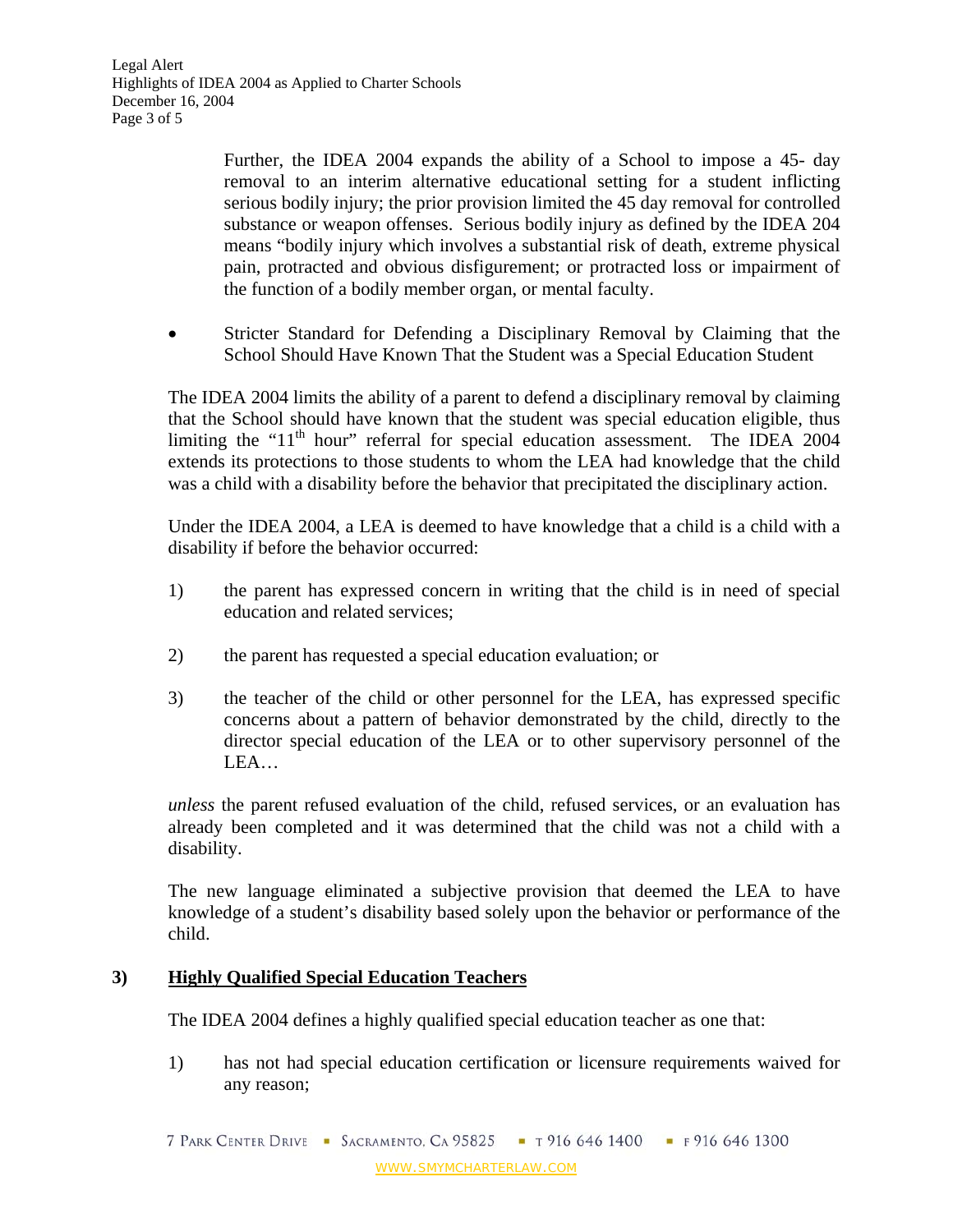Further, the IDEA 2004 expands the ability of a School to impose a 45- day removal to an interim alternative educational setting for a student inflicting serious bodily injury; the prior provision limited the 45 day removal for controlled substance or weapon offenses. Serious bodily injury as defined by the IDEA 204 means "bodily injury which involves a substantial risk of death, extreme physical pain, protracted and obvious disfigurement; or protracted loss or impairment of the function of a bodily member organ, or mental faculty.

- Stricter Standard for Defending a Disciplinary Removal by Claiming that the School Should Have Known That the Student was a Special Education Student

The IDEA 2004 limits the ability of a parent to defend a disciplinary removal by claiming that the School should have known that the student was special education eligible, thus limiting the "11th hour" referral for special education assessment. The IDEA 2004 extends its protections to those students to whom the LEA had knowledge that the child was a child with a disability before the behavior that precipitated the disciplinary action.

Under the IDEA 2004, a LEA is deemed to have knowledge that a child is a child with a disability if before the behavior occurred:

1) the parent has expressed concern in writing that the child is in need of special education and related services;

2) the parent has requested a special education evaluation; or

3) the teacher of the child or other personnel for the LEA, has expressed specific concerns about a pattern of behavior demonstrated by the child, directly to the director special education of the LEA or to other supervisory personnel of the LEA…

*unless* the parent refused evaluation of the child, refused services, or an evaluation has already been completed and it was determined that the child was not a child with a disability.

The new language eliminated a subjective provision that deemed the LEA to have knowledge of a student's disability based solely upon the behavior or performance of the child.

## 3) Highly Qualified Special Education Teachers

The IDEA 2004 defines a highly qualified special education teacher as one that:

1) has not had special education certification or licensure requirements waived for any reason;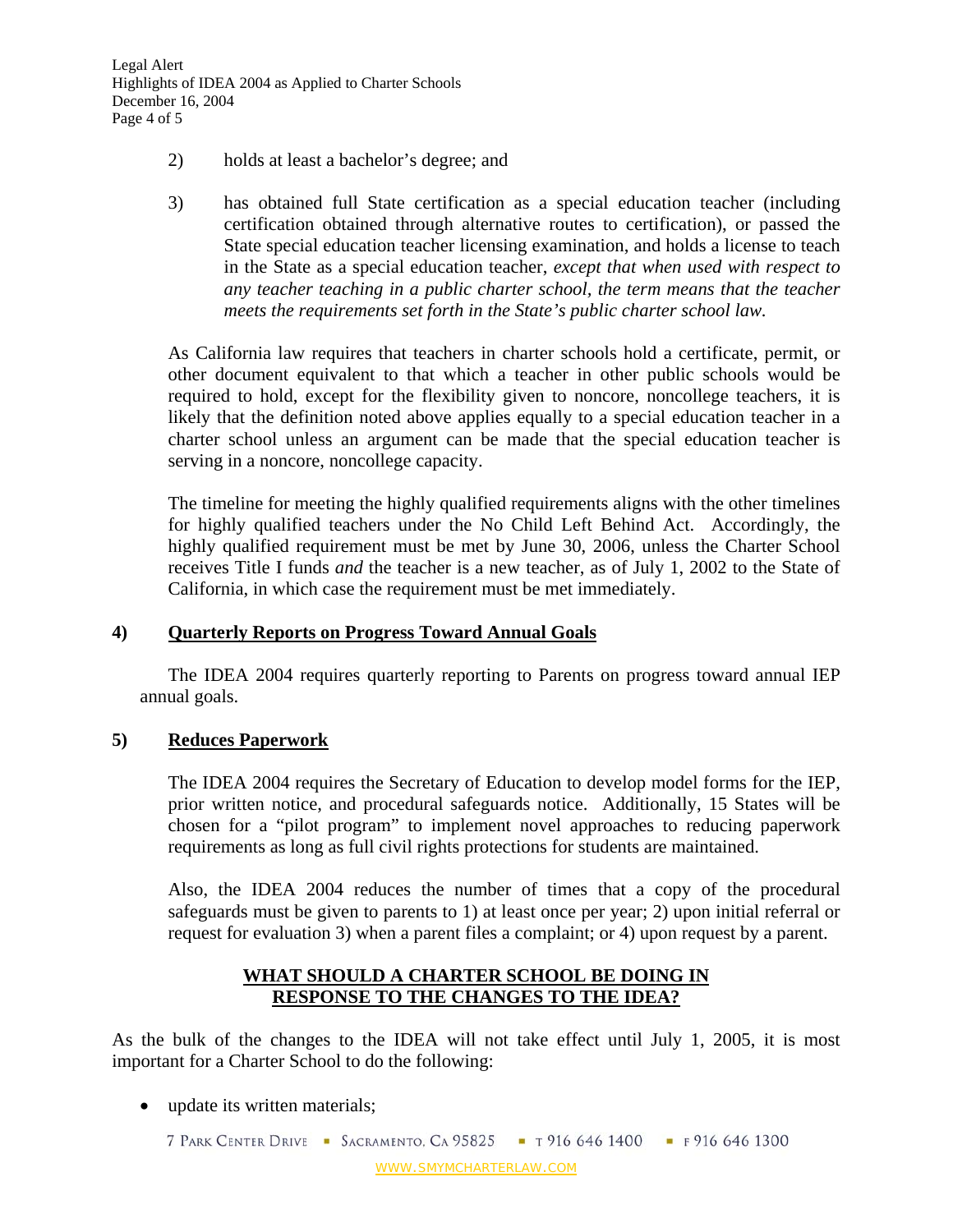2) holds at least a bachelor's degree; and

3) has obtained full State certification as a special education teacher (including certification obtained through alternative routes to certification), or passed the State special education teacher licensing examination, and holds a license to teach in the State as a special education teacher, *except that when used with respect to any teacher teaching in a public charter school, the term means that the teacher meets the requirements set forth in the State's public charter school law.*

As California law requires that teachers in charter schools hold a certificate, permit, or other document equivalent to that which a teacher in other public schools would be required to hold, except for the flexibility given to noncore, noncollege teachers, it is likely that the definition noted above applies equally to a special education teacher in a charter school unless an argument can be made that the special education teacher is serving in a noncore, noncollege capacity.

The timeline for meeting the highly qualified requirements aligns with the other timelines for highly qualified teachers under the No Child Left Behind Act. Accordingly, the highly qualified requirement must be met by June 30, 2006, unless the Charter School receives Title I funds *and* the teacher is a new teacher, as of July 1, 2002 to the State of California, in which case the requirement must be met immediately.

## 4) <u>Quarterly Reports on Progress Toward Annual Goals</u>

The IDEA 2004 requires quarterly reporting to Parents on progress toward annual IEP annual goals.

## 5) <u>Reduces Paperwork</u>

The IDEA 2004 requires the Secretary of Education to develop model forms for the IEP, prior written notice, and procedural safeguards notice. Additionally, 15 States will be chosen for a "pilot program" to implement novel approaches to reducing paperwork requirements as long as full civil rights protections for students are maintained.

Also, the IDEA 2004 reduces the number of times that a copy of the procedural safeguards must be given to parents to 1) at least once per year; 2) upon initial referral or request for evaluation 3) when a parent files a complaint; or 4) upon request by a parent.

## <u>WHAT SHOULD A CHARTER SCHOOL BE DOING IN RESPONSE TO THE CHANGES TO THE IDEA?</u>

As the bulk of the changes to the IDEA will not take effect until July 1, 2005, it is most important for a Charter School to do the following:

- update its written materials;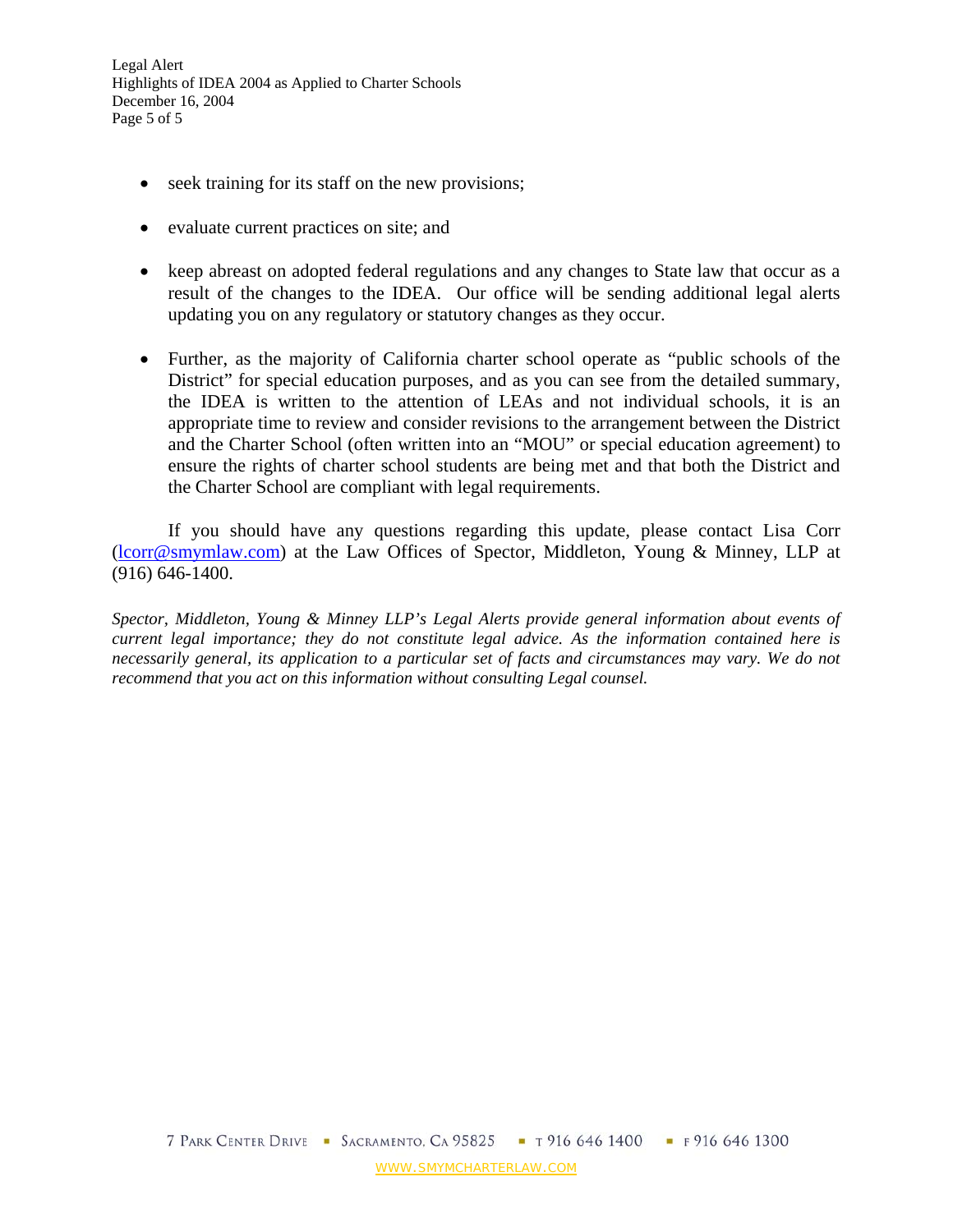- seek training for its staff on the new provisions;
- evaluate current practices on site; and
- keep abreast on adopted federal regulations and any changes to State law that occur as a result of the changes to the IDEA. Our office will be sending additional legal alerts updating you on any regulatory or statutory changes as they occur.
- Further, as the majority of California charter school operate as "public schools of the District" for special education purposes, and as you can see from the detailed summary, the IDEA is written to the attention of LEAs and not individual schools, it is an appropriate time to review and consider revisions to the arrangement between the District and the Charter School (often written into an "MOU" or special education agreement) to ensure the rights of charter school students are being met and that both the District and the Charter School are compliant with legal requirements.

If you should have any questions regarding this update, please contact Lisa Corr (lcorr@smymlaw.com) at the Law Offices of Spector, Middleton, Young & Minney, LLP at (916) 646-1400.

*Spector, Middleton, Young & Minney LLP's Legal Alerts provide general information about events of current legal importance; they do not constitute legal advice. As the information contained here is necessarily general, its application to a particular set of facts and circumstances may vary. We do not recommend that you act on this information without consulting Legal counsel.*